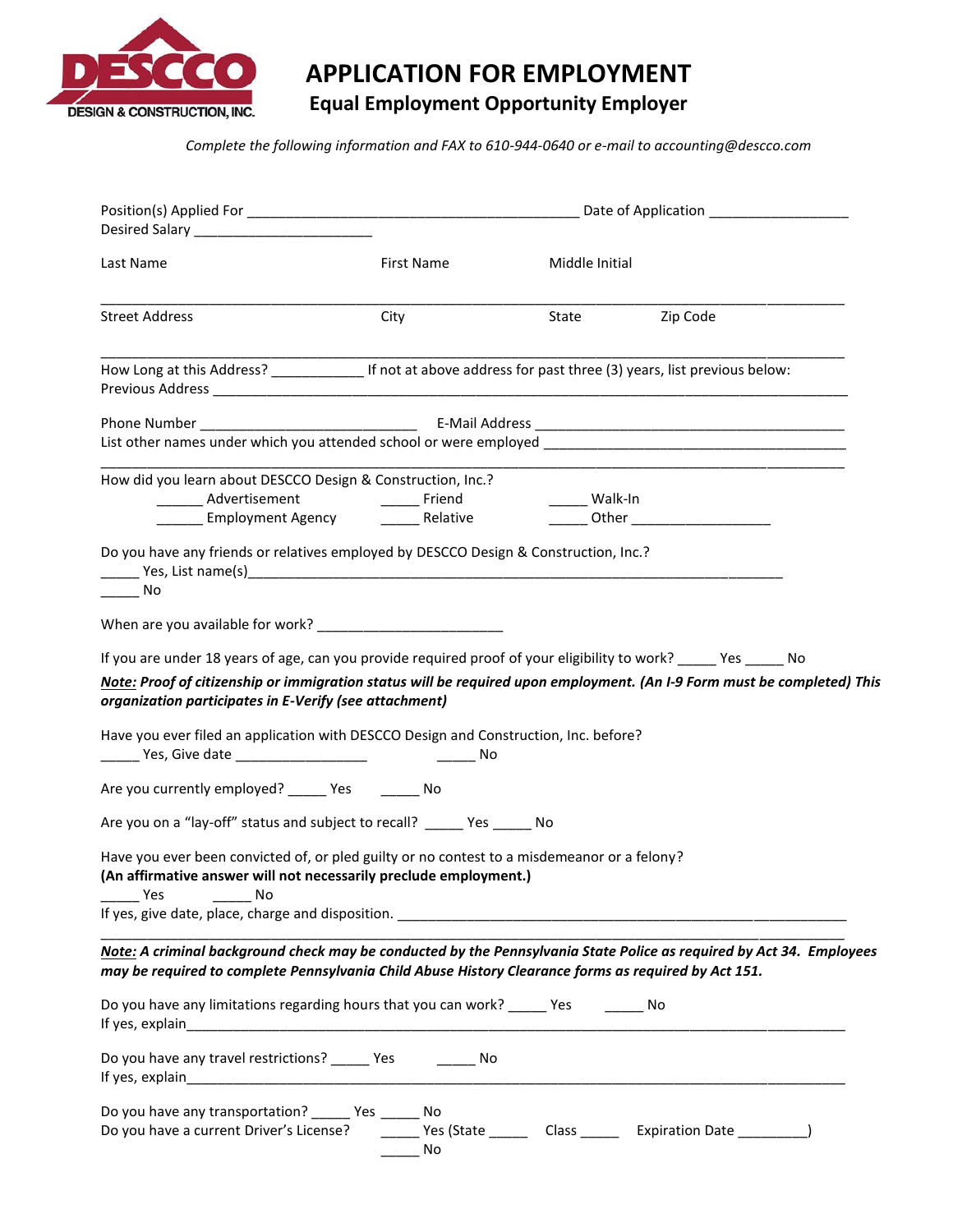# APPLICATION FOR EMPLOYMENT

## Equal Employment Opportunity Employer

DESCCO DESIGN & CONSTRUCTION, INC.

*Complete the following information and FAX to 610-944-0640 or e-mail to accounting@descco.com*

Position(s) Applied For ___________________________________________ Date of Application __________________

Desired Salary ______________________

Last Name First Name Middle Initial

_____________________________________________________________________________________________

Street Address City State Zip Code

_____________________________________________________________________________________________

How Long at this Address? ___________ If not at above address for past three (3) years, list previous below:

Previous Address ___________________________________________________________________________

Phone Number ___________________________ E-Mail Address ________________________________________

List other names under which you attended school or were employed ________________________________________

_____________________________________________________________________________________________

How did you learn about DESCCO Design & Construction, Inc.?

______ Advertisement _____ Friend _____ Walk-In

______ Employment Agency _____ Relative _____ Other __________________

Do you have any friends or relatives employed by DESCCO Design & Construction, Inc.?

_____ Yes, List name(s)___________________________________________________________________

_____ No

When are you available for work? ________________________

If you are under 18 years of age, can you provide required proof of your eligibility to work? _____ Yes _____ No

***Note:*** ***Proof of citizenship or immigration status will be required upon employment. (An I-9 Form must be completed) This organization participates in E-Verify (see attachment)***

Have you ever filed an application with DESCCO Design and Construction, Inc. before?

_____ Yes, Give date _________________ _____ No

Are you currently employed? _____ Yes _____ No

Are you on a "lay-off" status and subject to recall? _____ Yes _____ No

Have you ever been convicted of, or pled guilty or no contest to a misdemeanor or a felony?

**(An affirmative answer will not necessarily preclude employment.)**

_____ Yes _____ No

If yes, give date, place, charge and disposition. ____________________________________________________________

_____________________________________________________________________________________________

***Note:*** ***A criminal background check may be conducted by the Pennsylvania State Police as required by Act 34. Employees may be required to complete Pennsylvania Child Abuse History Clearance forms as required by Act 151.***

Do you have any limitations regarding hours that you can work? _____ Yes _____ No

If yes, explain_______________________________________________________________________________

Do you have any travel restrictions? _____ Yes _____ No

If yes, explain_______________________________________________________________________________

Do you have any transportation? _____ Yes _____ No

Do you have a current Driver's License? _____ Yes (State _____ Class _____ Expiration Date _________)

_____ No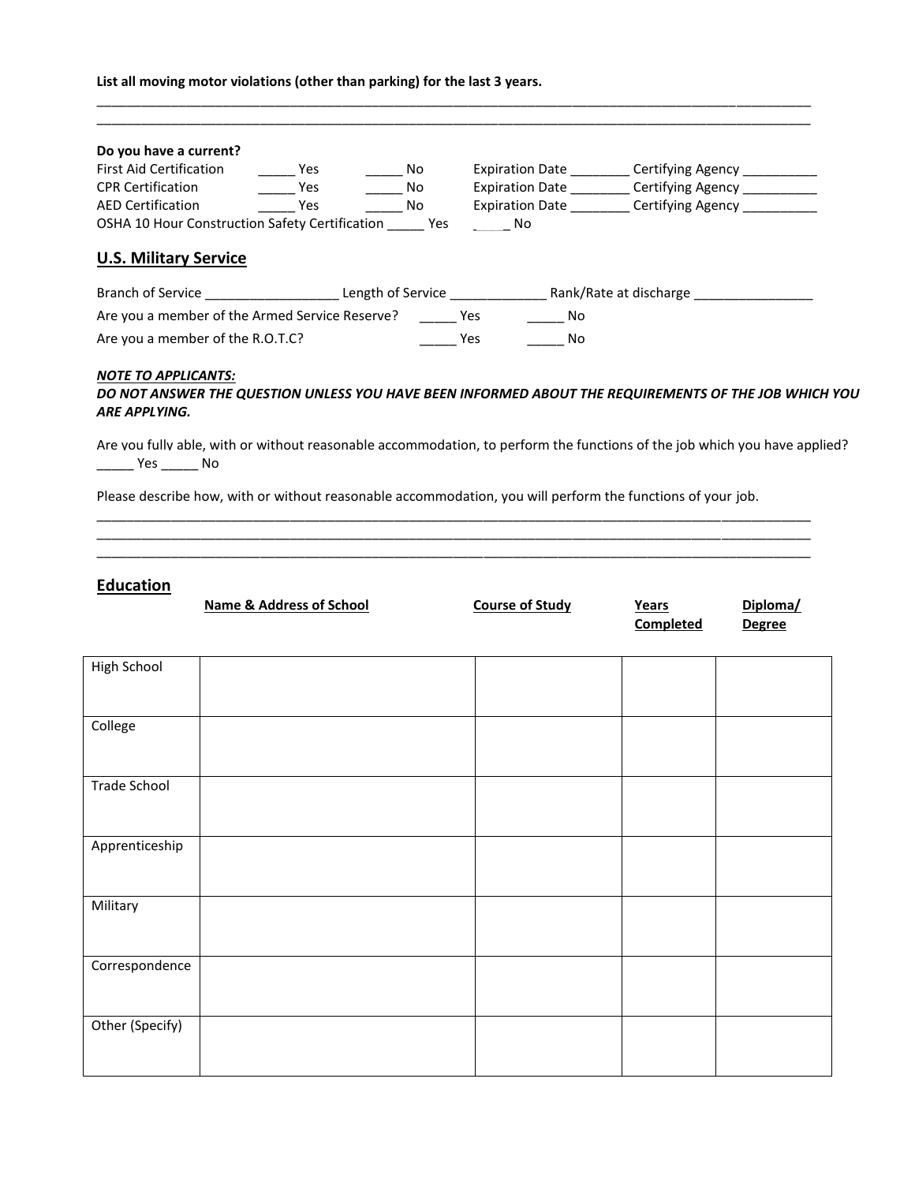**List all moving motor violations (other than parking) for the last 3 years.**

_____________________________________________________________________________________________

_____________________________________________________________________________________________

**Do you have a current?**

First Aid Certification _____ Yes _____ No Expiration Date ________ Certifying Agency __________

CPR Certification _____ Yes _____ No Expiration Date ________ Certifying Agency __________

AED Certification _____ Yes _____ No Expiration Date ________ Certifying Agency __________

OSHA 10 Hour Construction Safety Certification _____ Yes _____ No

## U.S. Military Service

Branch of Service __________________ Length of Service _____________ Rank/Rate at discharge ________________

Are you a member of the Armed Service Reserve? _____ Yes _____ No

Are you a member of the R.O.T.C? _____ Yes _____ No

***NOTE TO APPLICANTS:***

***DO NOT ANSWER THE QUESTION UNLESS YOU HAVE BEEN INFORMED ABOUT THE REQUIREMENTS OF THE JOB WHICH YOU ARE APPLYING.***

Are you fully able, with or without reasonable accommodation, to perform the functions of the job which you have applied? _____ Yes _____ No

Please describe how, with or without reasonable accommodation, you will perform the functions of your job.

_____________________________________________________________________________________________

_____________________________________________________________________________________________

_____________________________________________________________________________________________

## Education

| | Name & Address of School | Course of Study | Years Completed | Diploma/ Degree |
|---|---|---|---|---|
| High School | | | | |
| College | | | | |
| Trade School | | | | |
| Apprenticeship | | | | |
| Military | | | | |
| Correspondence | | | | |
| Other (Specify) | | | | |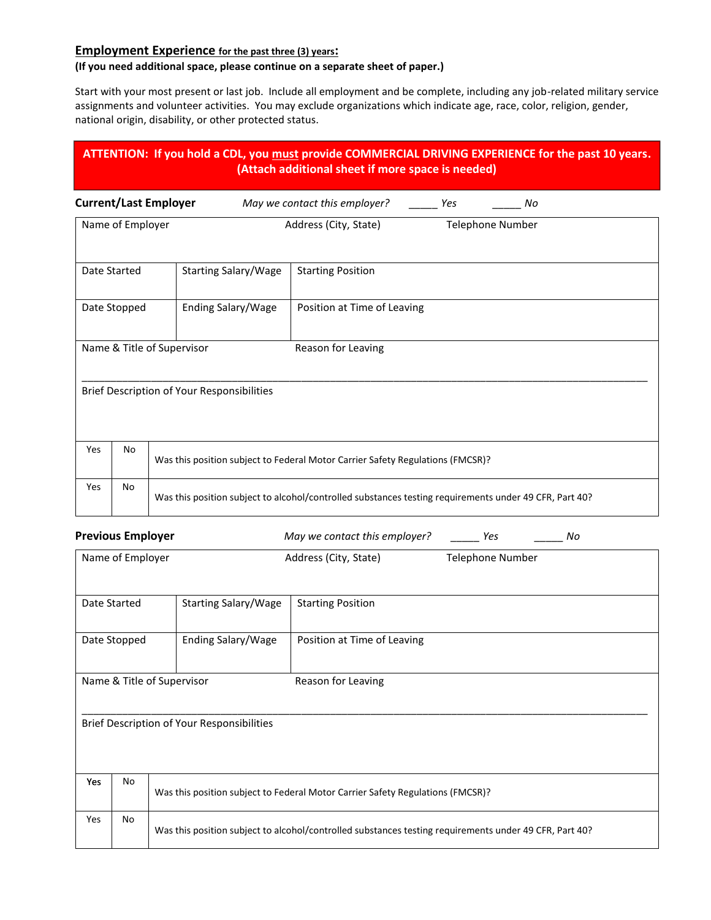## Employment Experience for the past three (3) years:

**(If you need additional space, please continue on a separate sheet of paper.)**

Start with your most present or last job. Include all employment and be complete, including any job-related military service assignments and volunteer activities. You may exclude organizations which indicate age, race, color, religion, gender, national origin, disability, or other protected status.

**ATTENTION: If you hold a CDL, you must provide COMMERCIAL DRIVING EXPERIENCE for the past 10 years. (Attach additional sheet if more space is needed)**

**Current/Last Employer** *May we contact this employer?* _____ *Yes* _____ *No*

| Name of Employer | | Address (City, State) | Telephone Number |
|---|---|---|---|
| Date Started | Starting Salary/Wage | Starting Position | |
| Date Stopped | Ending Salary/Wage | Position at Time of Leaving | |
| Name & Title of Supervisor | | Reason for Leaving | |
| Brief Description of Your Responsibilities | | | |

| Yes | No | |
|---|---|---|
| Yes | No | Was this position subject to Federal Motor Carrier Safety Regulations (FMCSR)? |
| Yes | No | Was this position subject to alcohol/controlled substances testing requirements under 49 CFR, Part 40? |

**Previous Employer** *May we contact this employer?* _____ *Yes* _____ *No*

| Name of Employer | | Address (City, State) | Telephone Number |
|---|---|---|---|
| Date Started | Starting Salary/Wage | Starting Position | |
| Date Stopped | Ending Salary/Wage | Position at Time of Leaving | |
| Name & Title of Supervisor | | Reason for Leaving | |
| Brief Description of Your Responsibilities | | | |

| Yes | No | |
|---|---|---|
| Yes | No | Was this position subject to Federal Motor Carrier Safety Regulations (FMCSR)? |
| Yes | No | Was this position subject to alcohol/controlled substances testing requirements under 49 CFR, Part 40? |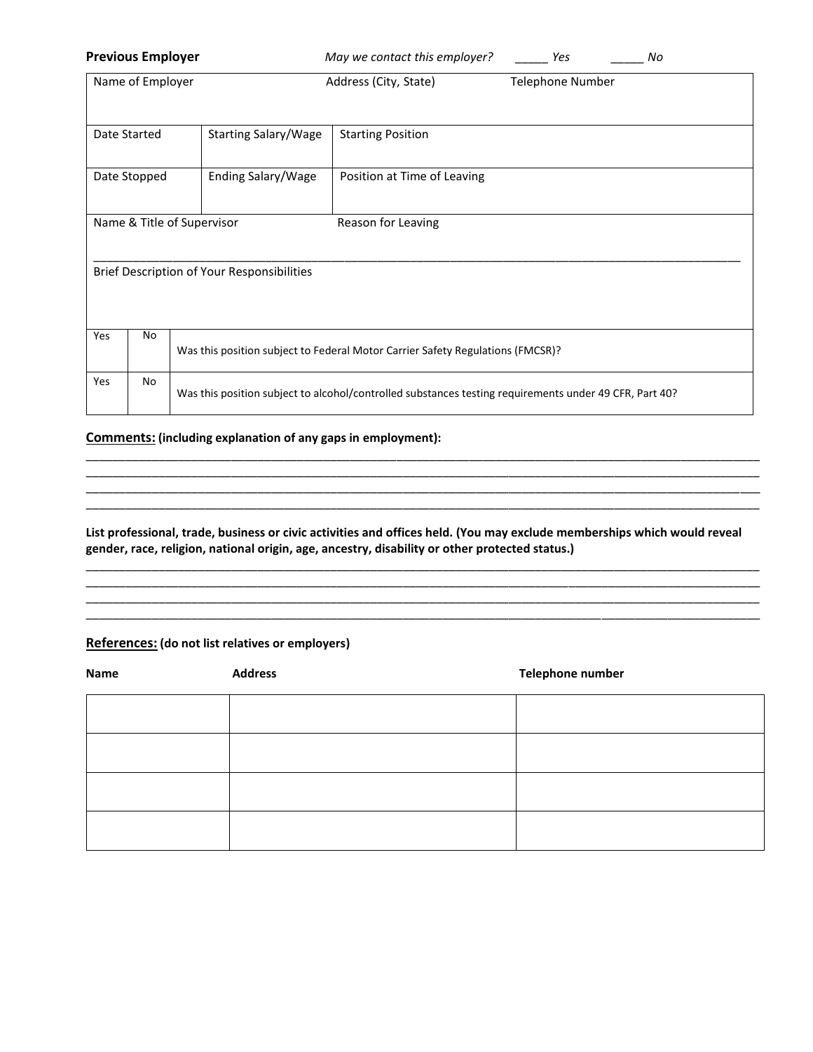**Previous Employer** *May we contact this employer?* _____ *Yes* _____ *No*

| Name of Employer | | Address (City, State) | Telephone Number |
|---|---|---|---|
| Date Started | Starting Salary/Wage | Starting Position | |
| Date Stopped | Ending Salary/Wage | Position at Time of Leaving | |
| Name & Title of Supervisor | | Reason for Leaving | |
| Brief Description of Your Responsibilities | | | |

| Yes | No | |
|---|---|---|
| | | Was this position subject to Federal Motor Carrier Safety Regulations (FMCSR)? |
| | | Was this position subject to alcohol/controlled substances testing requirements under 49 CFR, Part 40? |

**Comments:** **(including explanation of any gaps in employment):**

_______________________________________________________________________________________________
_______________________________________________________________________________________________
_______________________________________________________________________________________________
_______________________________________________________________________________________________

**List professional, trade, business or civic activities and offices held. (You may exclude memberships which would reveal gender, race, religion, national origin, age, ancestry, disability or other protected status.)**

_______________________________________________________________________________________________
_______________________________________________________________________________________________
_______________________________________________________________________________________________
_______________________________________________________________________________________________

**References:** **(do not list relatives or employers)**

| Name | Address | Telephone number |
|---|---|---|
| | | |
| | | |
| | | |
| | | |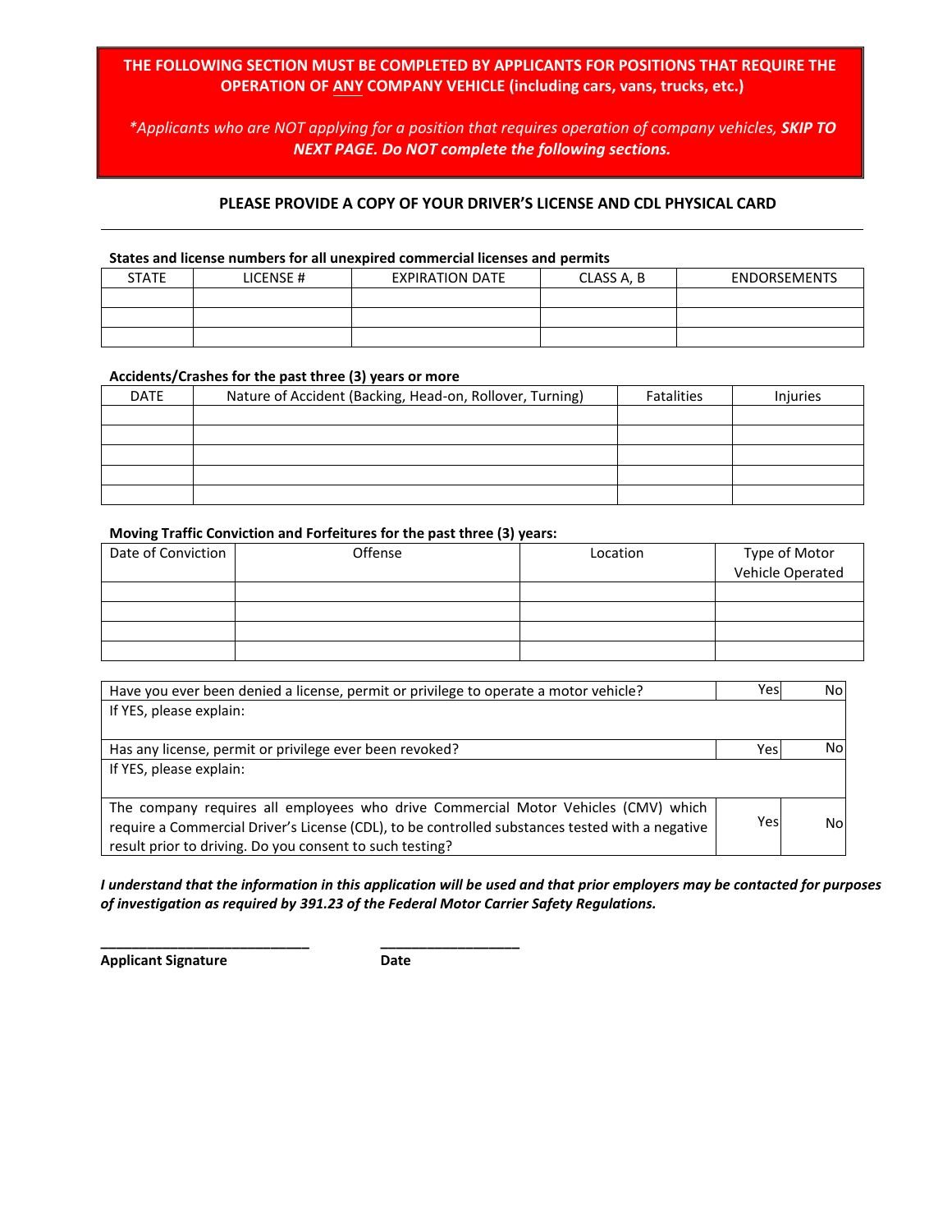**THE FOLLOWING SECTION MUST BE COMPLETED BY APPLICANTS FOR POSITIONS THAT REQUIRE THE OPERATION OF ANY COMPANY VEHICLE (including cars, vans, trucks, etc.)**

*\*Applicants who are NOT applying for a position that requires operation of company vehicles, **SKIP TO NEXT PAGE. Do NOT complete the following sections.***

**PLEASE PROVIDE A COPY OF YOUR DRIVER'S LICENSE AND CDL PHYSICAL CARD**

---

**States and license numbers for all unexpired commercial licenses and permits**

| STATE | LICENSE # | EXPIRATION DATE | CLASS A, B | ENDORSEMENTS |
|---|---|---|---|---|
| | | | | |
| | | | | |
| | | | | |

**Accidents/Crashes for the past three (3) years or more**

| DATE | Nature of Accident (Backing, Head-on, Rollover, Turning) | Fatalities | Injuries |
|---|---|---|---|
| | | | |
| | | | |
| | | | |
| | | | |
| | | | |

**Moving Traffic Conviction and Forfeitures for the past three (3) years:**

| Date of Conviction | Offense | Location | Type of Motor Vehicle Operated |
|---|---|---|---|
| | | | |
| | | | |
| | | | |
| | | | |

| | | |
|---|---|---|
| Have you ever been denied a license, permit or privilege to operate a motor vehicle? | Yes | No |
| If YES, please explain: | | |
| Has any license, permit or privilege ever been revoked? | Yes | No |
| If YES, please explain: | | |
| The company requires all employees who drive Commercial Motor Vehicles (CMV) which require a Commercial Driver's License (CDL), to be controlled substances tested with a negative result prior to driving. Do you consent to such testing? | Yes | No |

***I understand that the information in this application will be used and that prior employers may be contacted for purposes of investigation as required by 391.23 of the Federal Motor Carrier Safety Regulations.***

_____________________________ ____________________

**Applicant Signature** **Date**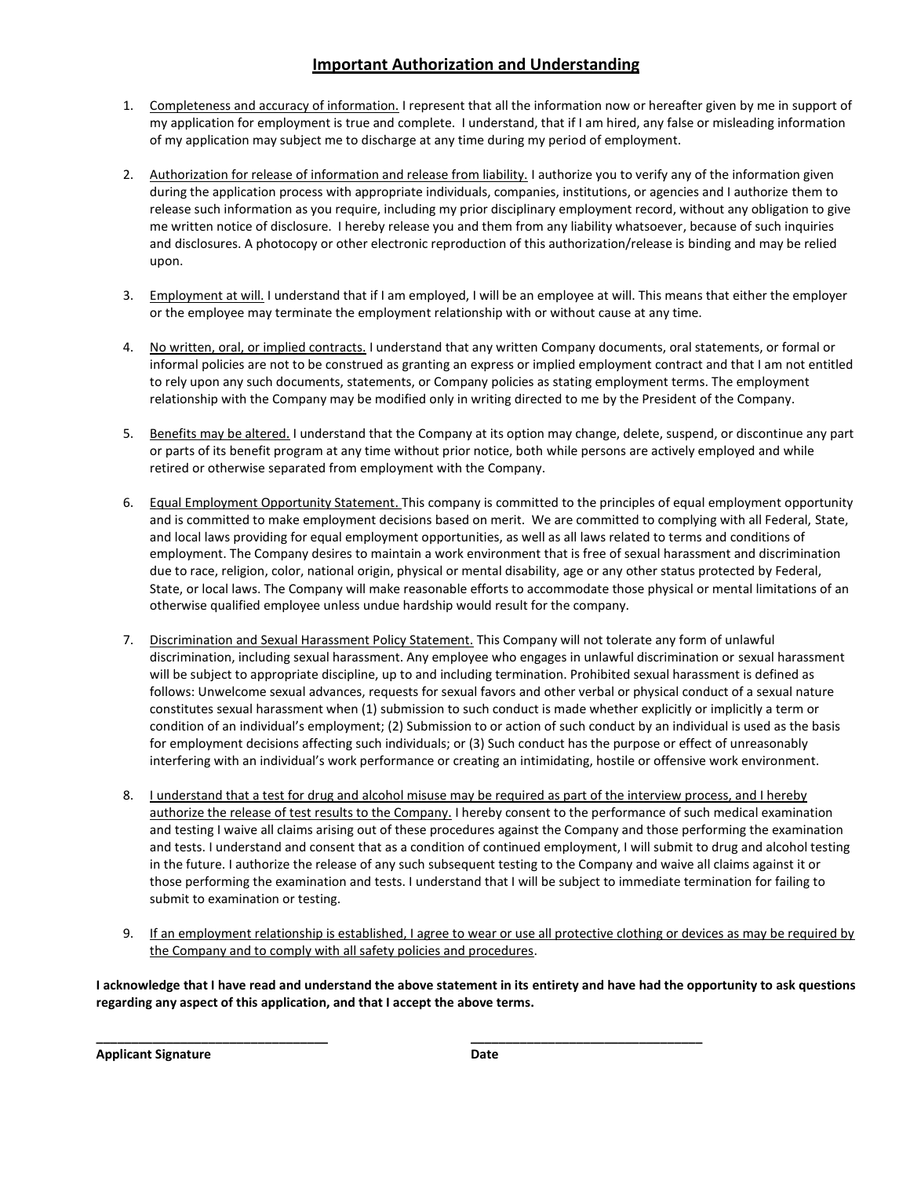## <u>Important Authorization and Understanding</u>

1. <u>Completeness and accuracy of information.</u> I represent that all the information now or hereafter given by me in support of my application for employment is true and complete. I understand, that if I am hired, any false or misleading information of my application may subject me to discharge at any time during my period of employment.

2. <u>Authorization for release of information and release from liability.</u> I authorize you to verify any of the information given during the application process with appropriate individuals, companies, institutions, or agencies and I authorize them to release such information as you require, including my prior disciplinary employment record, without any obligation to give me written notice of disclosure. I hereby release you and them from any liability whatsoever, because of such inquiries and disclosures. A photocopy or other electronic reproduction of this authorization/release is binding and may be relied upon.

3. <u>Employment at will.</u> I understand that if I am employed, I will be an employee at will. This means that either the employer or the employee may terminate the employment relationship with or without cause at any time.

4. <u>No written, oral, or implied contracts.</u> I understand that any written Company documents, oral statements, or formal or informal policies are not to be construed as granting an express or implied employment contract and that I am not entitled to rely upon any such documents, statements, or Company policies as stating employment terms. The employment relationship with the Company may be modified only in writing directed to me by the President of the Company.

5. <u>Benefits may be altered.</u> I understand that the Company at its option may change, delete, suspend, or discontinue any part or parts of its benefit program at any time without prior notice, both while persons are actively employed and while retired or otherwise separated from employment with the Company.

6. <u>Equal Employment Opportunity Statement.</u> This company is committed to the principles of equal employment opportunity and is committed to make employment decisions based on merit. We are committed to complying with all Federal, State, and local laws providing for equal employment opportunities, as well as all laws related to terms and conditions of employment. The Company desires to maintain a work environment that is free of sexual harassment and discrimination due to race, religion, color, national origin, physical or mental disability, age or any other status protected by Federal, State, or local laws. The Company will make reasonable efforts to accommodate those physical or mental limitations of an otherwise qualified employee unless undue hardship would result for the company.

7. <u>Discrimination and Sexual Harassment Policy Statement.</u> This Company will not tolerate any form of unlawful discrimination, including sexual harassment. Any employee who engages in unlawful discrimination or sexual harassment will be subject to appropriate discipline, up to and including termination. Prohibited sexual harassment is defined as follows: Unwelcome sexual advances, requests for sexual favors and other verbal or physical conduct of a sexual nature constitutes sexual harassment when (1) submission to such conduct is made whether explicitly or implicitly a term or condition of an individual's employment; (2) Submission to or action of such conduct by an individual is used as the basis for employment decisions affecting such individuals; or (3) Such conduct has the purpose or effect of unreasonably interfering with an individual's work performance or creating an intimidating, hostile or offensive work environment.

8. <u>I understand that a test for drug and alcohol misuse may be required as part of the interview process, and I hereby authorize the release of test results to the Company.</u> I hereby consent to the performance of such medical examination and testing I waive all claims arising out of these procedures against the Company and those performing the examination and tests. I understand and consent that as a condition of continued employment, I will submit to drug and alcohol testing in the future. I authorize the release of any such subsequent testing to the Company and waive all claims against it or those performing the examination and tests. I understand that I will be subject to immediate termination for failing to submit to examination or testing.

9. <u>If an employment relationship is established, I agree to wear or use all protective clothing or devices as may be required by the Company and to comply with all safety policies and procedures</u>.

**I acknowledge that I have read and understand the above statement in its entirety and have had the opportunity to ask questions regarding any aspect of this application, and that I accept the above terms.**

\_\_\_\_\_\_\_\_\_\_\_\_\_\_\_\_\_\_\_\_\_\_\_\_\_\_\_\_\_\_\_\_ \_\_\_\_\_\_\_\_\_\_\_\_\_\_\_\_\_\_\_\_\_\_\_\_\_\_\_\_\_\_\_\_

**Applicant Signature** **Date**